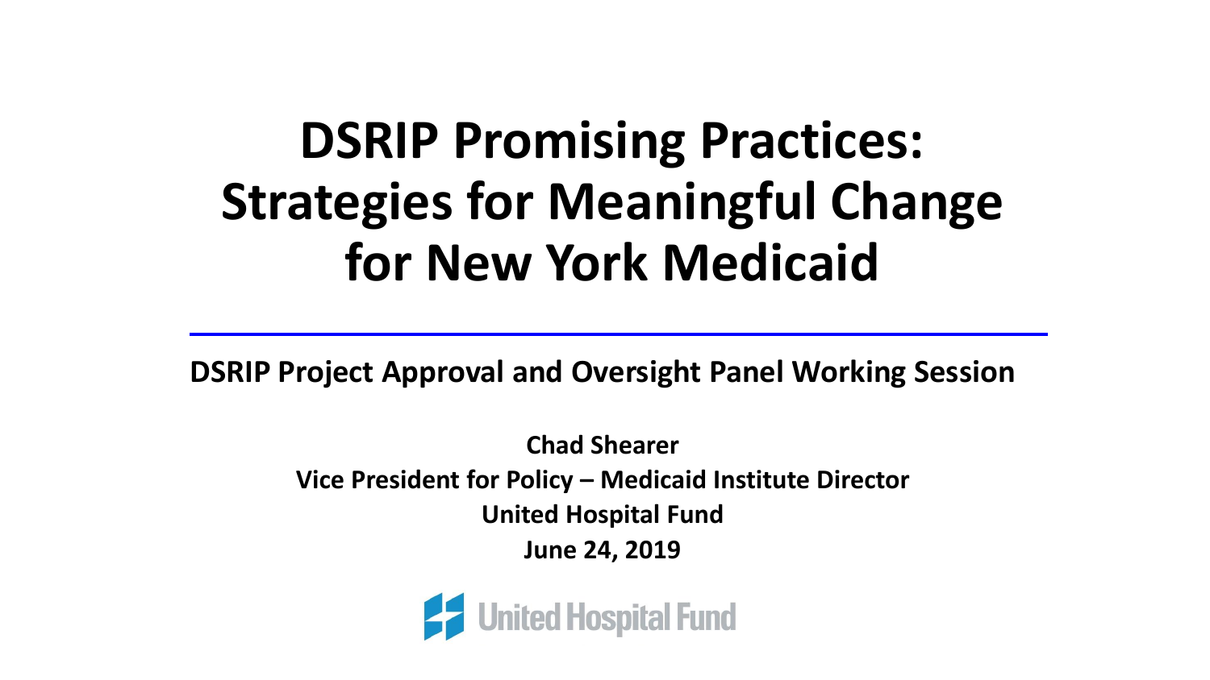# DSRIP Promising Practices: Strategies for Meaningful Change for New York Medicaid

**DSRIP Project Approval and Oversight Panel Working Session**

**Chad Shearer**
**Vice President for Policy – Medicaid Institute Director**
**United Hospital Fund**
**June 24, 2019**

United Hospital Fund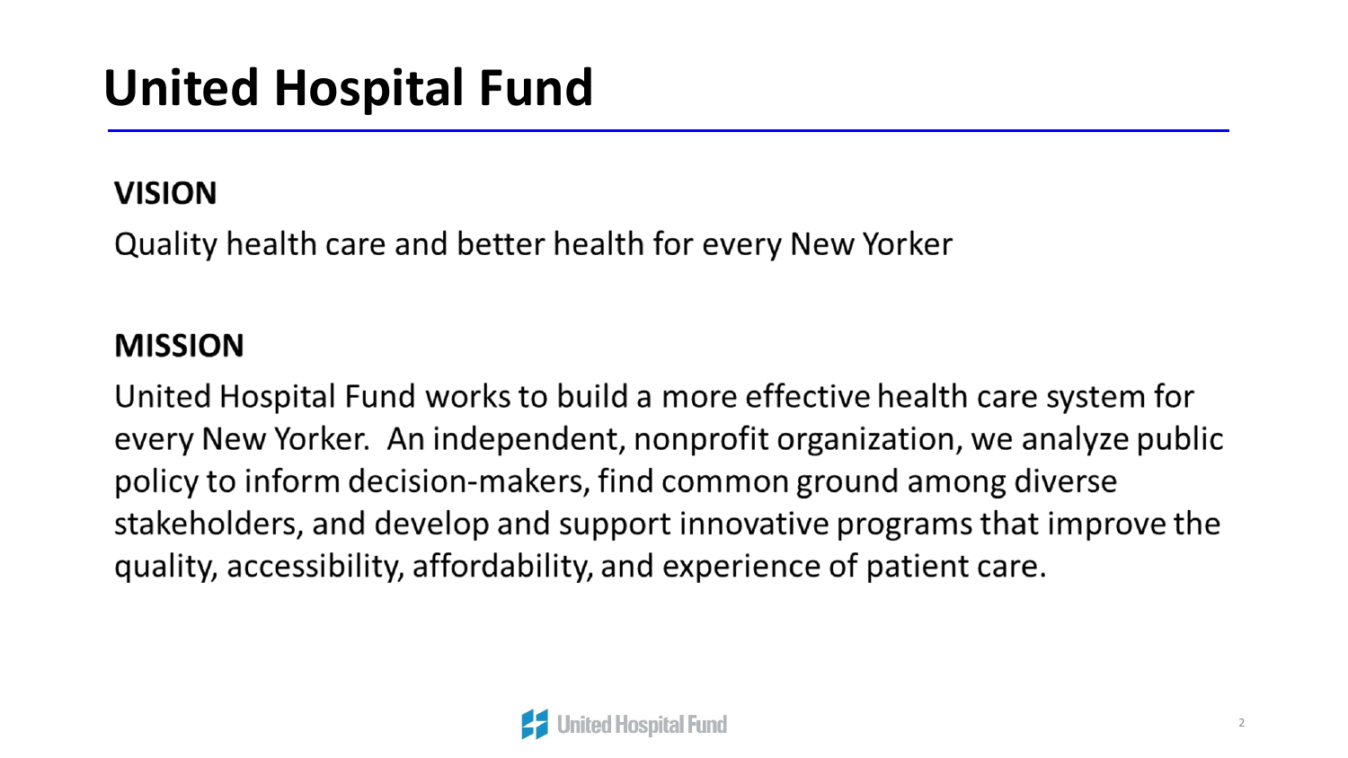# United Hospital Fund

## VISION

Quality health care and better health for every New Yorker

## MISSION

United Hospital Fund works to build a more effective health care system for every New Yorker. An independent, nonprofit organization, we analyze public policy to inform decision-makers, find common ground among diverse stakeholders, and develop and support innovative programs that improve the quality, accessibility, affordability, and experience of patient care.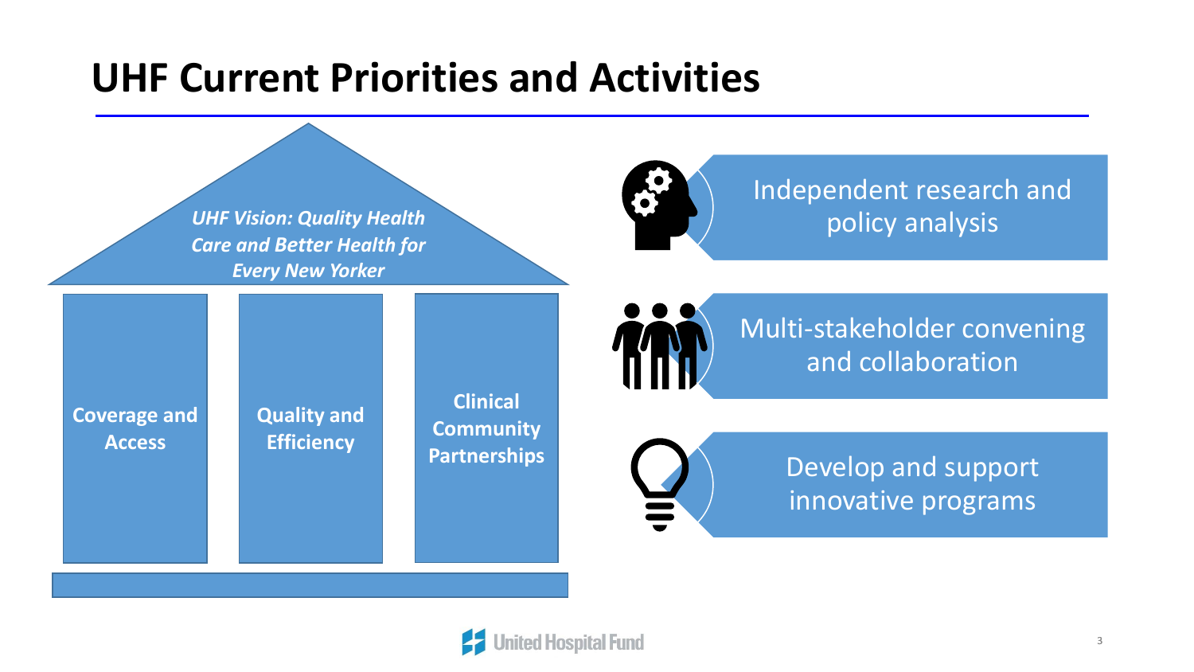# UHF Current Priorities and Activities

*UHF Vision: Quality Health Care and Better Health for Every New Yorker*

- **Coverage and Access**
- **Quality and Efficiency**
- **Clinical Community Partnerships**

- Independent research and policy analysis
- Multi-stakeholder convening and collaboration
- Develop and support innovative programs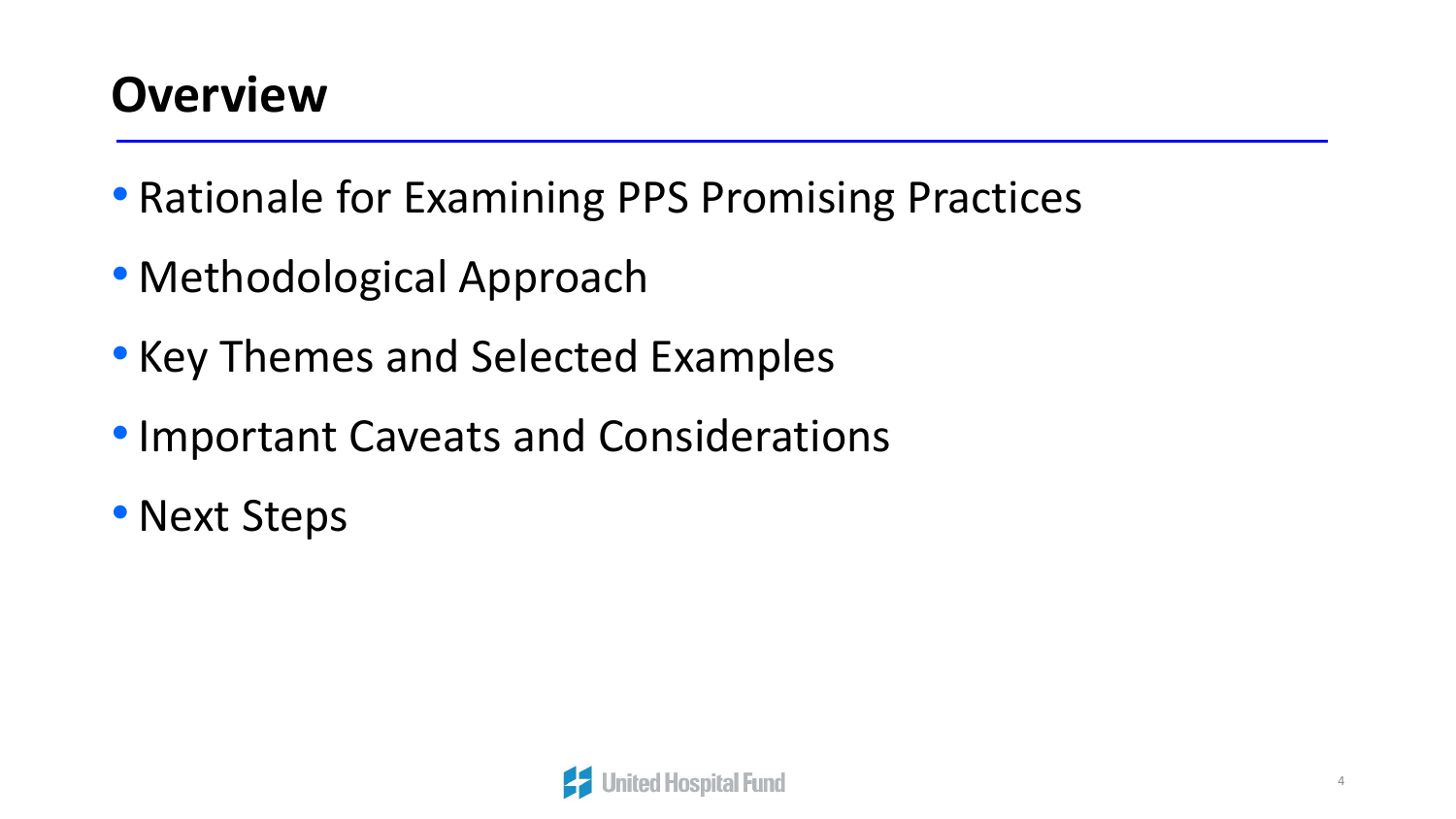# Overview

- Rationale for Examining PPS Promising Practices
- Methodological Approach
- Key Themes and Selected Examples
- Important Caveats and Considerations
- Next Steps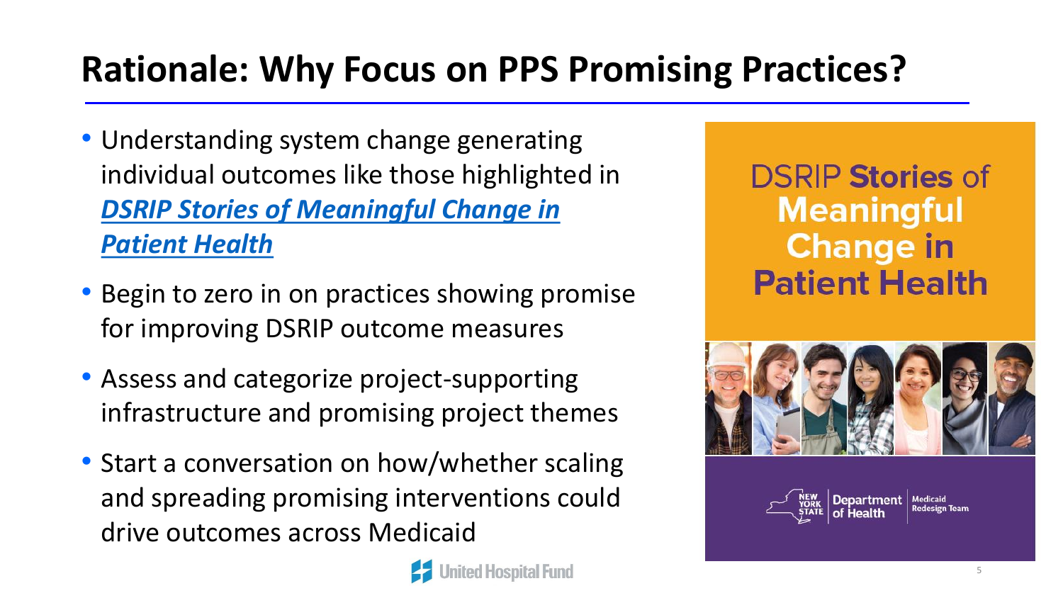# Rationale: Why Focus on PPS Promising Practices?

- Understanding system change generating individual outcomes like those highlighted in ***DSRIP Stories of Meaningful Change in Patient Health***
- Begin to zero in on practices showing promise for improving DSRIP outcome measures
- Assess and categorize project-supporting infrastructure and promising project themes
- Start a conversation on how/whether scaling and spreading promising interventions could drive outcomes across Medicaid

DSRIP **Stories** of **Meaningful Change in Patient Health**

New York State Department of Health | Medicaid Redesign Team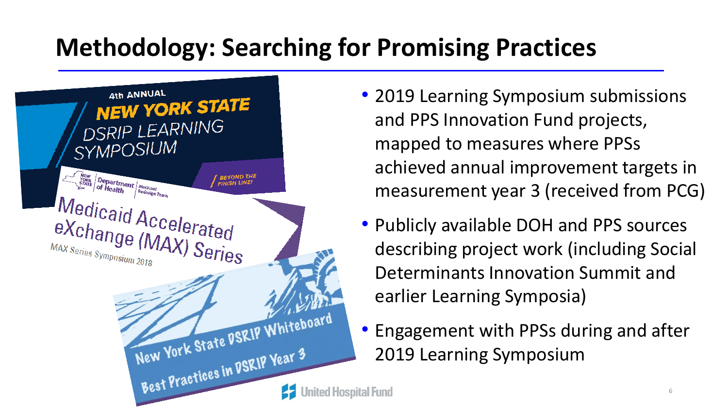# Methodology: Searching for Promising Practices

- 2019 Learning Symposium submissions and PPS Innovation Fund projects, mapped to measures where PPSs achieved annual improvement targets in measurement year 3 (received from PCG)
- Publicly available DOH and PPS sources describing project work (including Social Determinants Innovation Summit and earlier Learning Symposia)
- Engagement with PPSs during and after 2019 Learning Symposium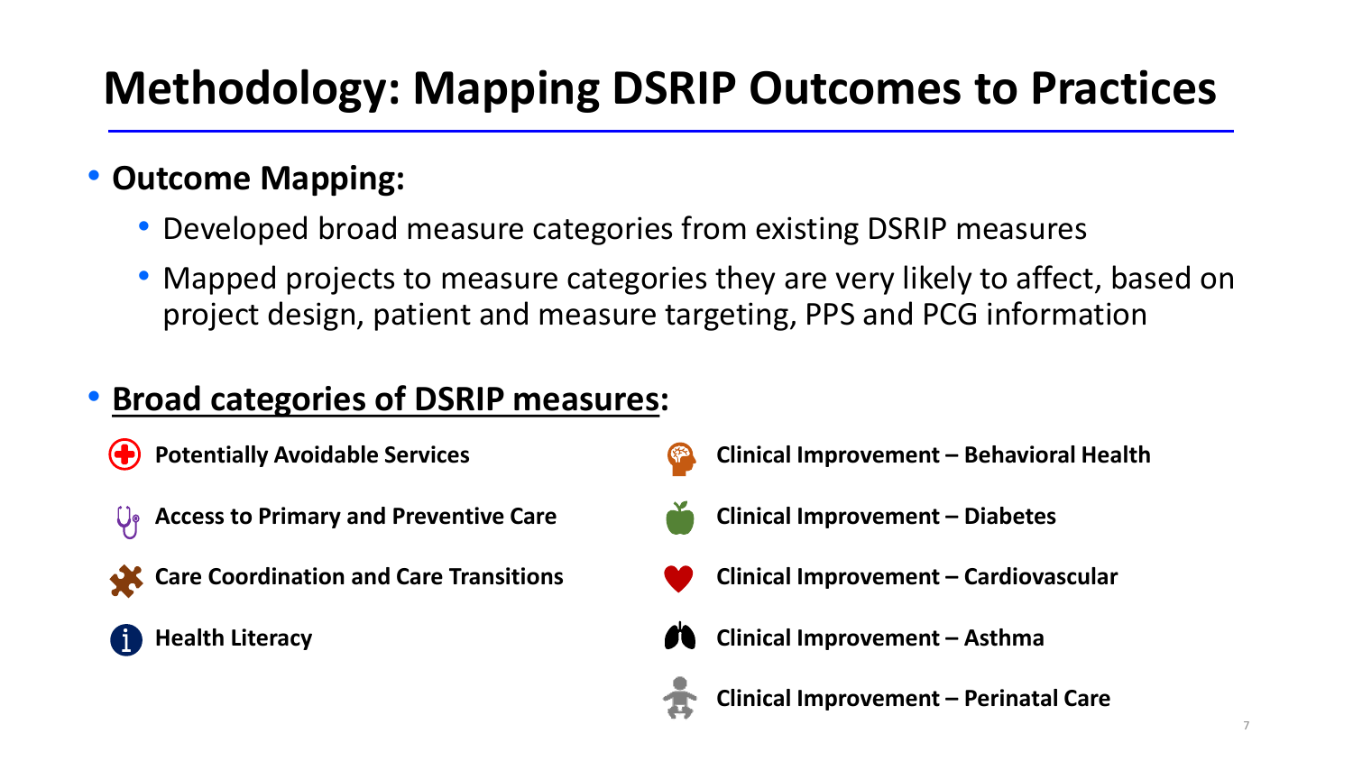# Methodology: Mapping DSRIP Outcomes to Practices

- **Outcome Mapping:**
  - Developed broad measure categories from existing DSRIP measures
  - Mapped projects to measure categories they are very likely to affect, based on project design, patient and measure targeting, PPS and PCG information

- **Broad categories of DSRIP measures:**

  - **Potentially Avoidable Services**
  - **Access to Primary and Preventive Care**
  - **Care Coordination and Care Transitions**
  - **Health Literacy**
  - **Clinical Improvement – Behavioral Health**
  - **Clinical Improvement – Diabetes**
  - **Clinical Improvement – Cardiovascular**
  - **Clinical Improvement – Asthma**
  - **Clinical Improvement – Perinatal Care**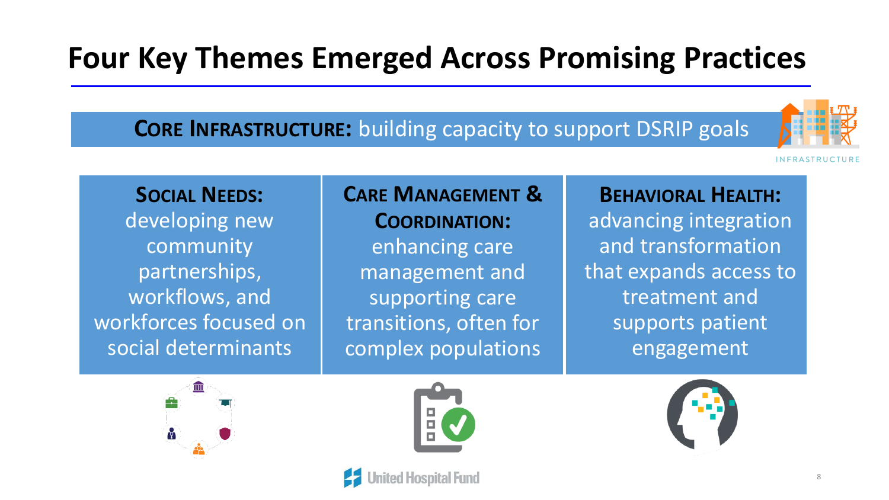# Four Key Themes Emerged Across Promising Practices

**CORE INFRASTRUCTURE:** building capacity to support DSRIP goals

INFRASTRUCTURE

**SOCIAL NEEDS:** developing new community partnerships, workflows, and workforces focused on social determinants

**CARE MANAGEMENT & COORDINATION:** enhancing care management and supporting care transitions, often for complex populations

**BEHAVIORAL HEALTH:** advancing integration and transformation that expands access to treatment and supports patient engagement

United Hospital Fund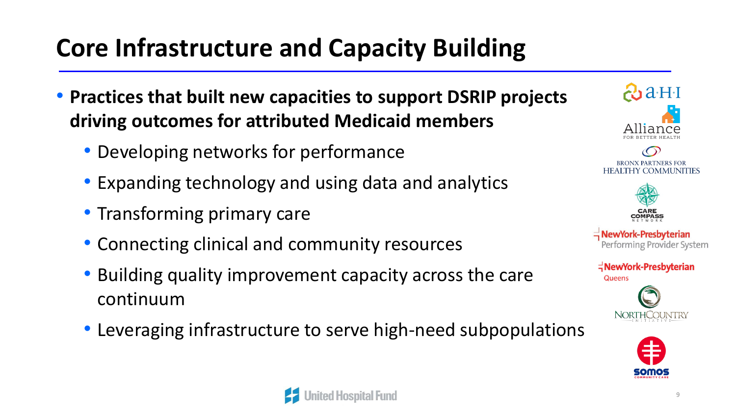# Core Infrastructure and Capacity Building

- **Practices that built new capacities to support DSRIP projects driving outcomes for attributed Medicaid members**
  - Developing networks for performance
  - Expanding technology and using data and analytics
  - Transforming primary care
  - Connecting clinical and community resources
  - Building quality improvement capacity across the care continuum
  - Leveraging infrastructure to serve high-need subpopulations

AHI

Alliance for Better Health

Bronx Partners for Healthy Communities

Care Compass Network

NewYork-Presbyterian Performing Provider System

NewYork-Presbyterian Queens

North Country Initiative

Somos Community Care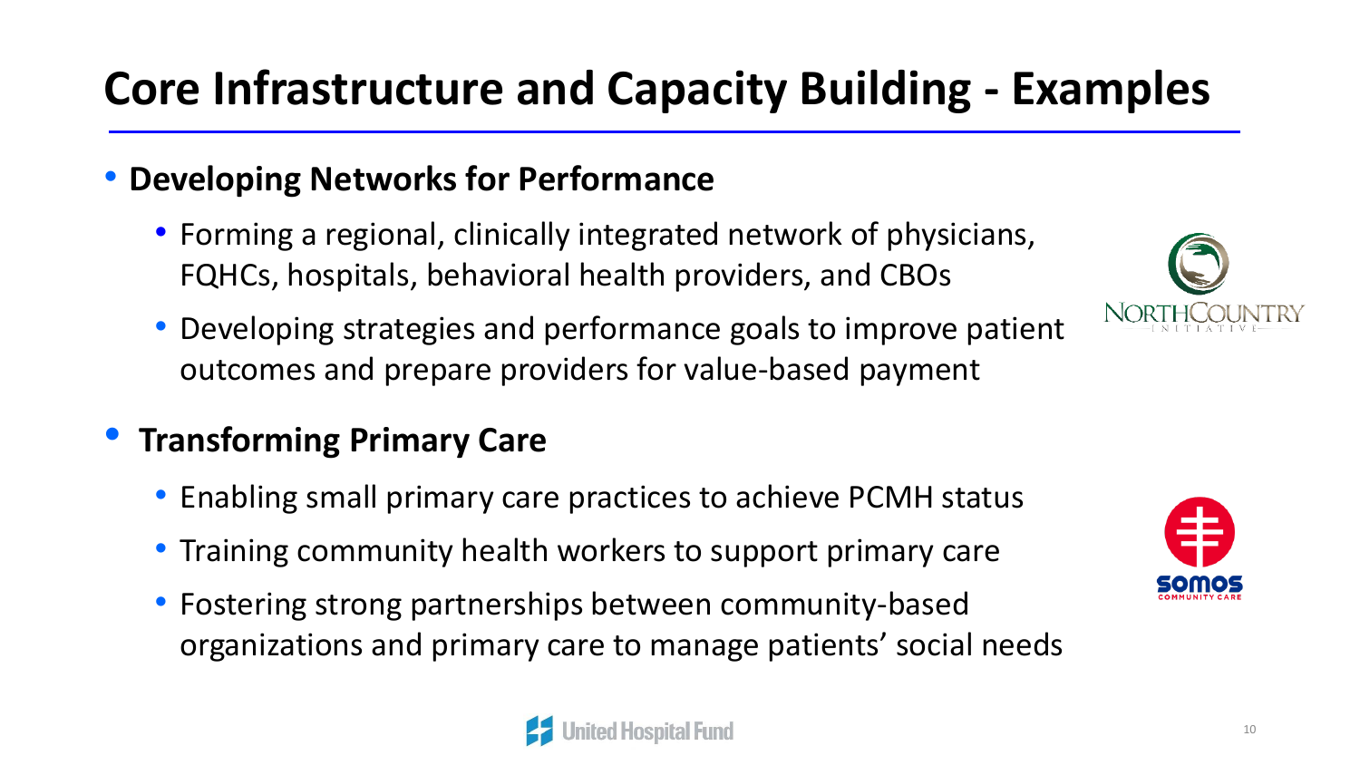# Core Infrastructure and Capacity Building - Examples

- **Developing Networks for Performance**
  - Forming a regional, clinically integrated network of physicians, FQHCs, hospitals, behavioral health providers, and CBOs
  - Developing strategies and performance goals to improve patient outcomes and prepare providers for value-based payment
- **Transforming Primary Care**
  - Enabling small primary care practices to achieve PCMH status
  - Training community health workers to support primary care
  - Fostering strong partnerships between community-based organizations and primary care to manage patients' social needs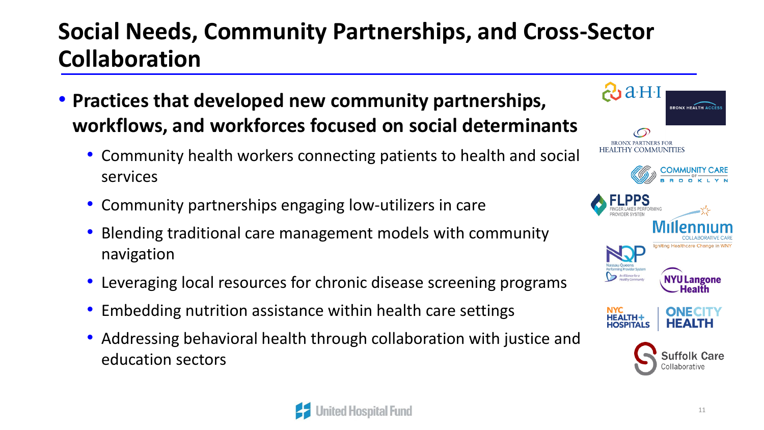# Social Needs, Community Partnerships, and Cross-Sector Collaboration

- **Practices that developed new community partnerships, workflows, and workforces focused on social determinants**
  - Community health workers connecting patients to health and social services
  - Community partnerships engaging low-utilizers in care
  - Blending traditional care management models with community navigation
  - Leveraging local resources for chronic disease screening programs
  - Embedding nutrition assistance within health care settings
  - Addressing behavioral health through collaboration with justice and education sectors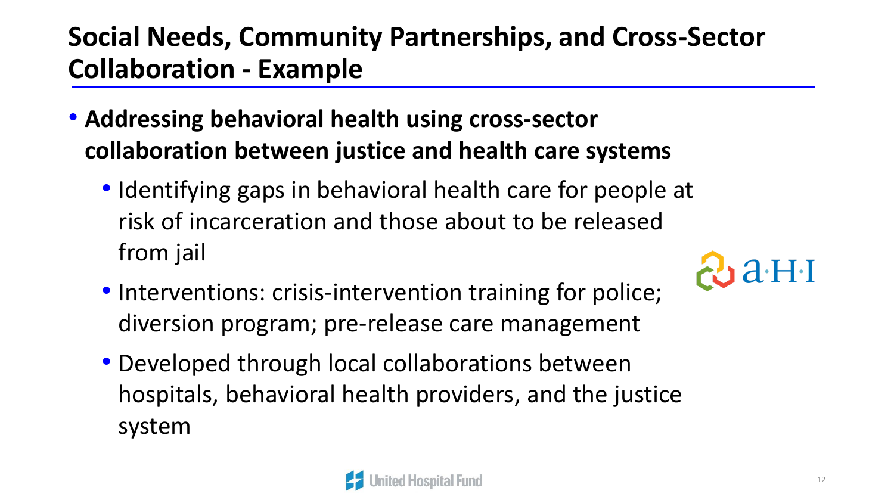# Social Needs, Community Partnerships, and Cross-Sector Collaboration - Example

- **Addressing behavioral health using cross-sector collaboration between justice and health care systems**
  - Identifying gaps in behavioral health care for people at risk of incarceration and those about to be released from jail
  - Interventions: crisis-intervention training for police; diversion program; pre-release care management
  - Developed through local collaborations between hospitals, behavioral health providers, and the justice system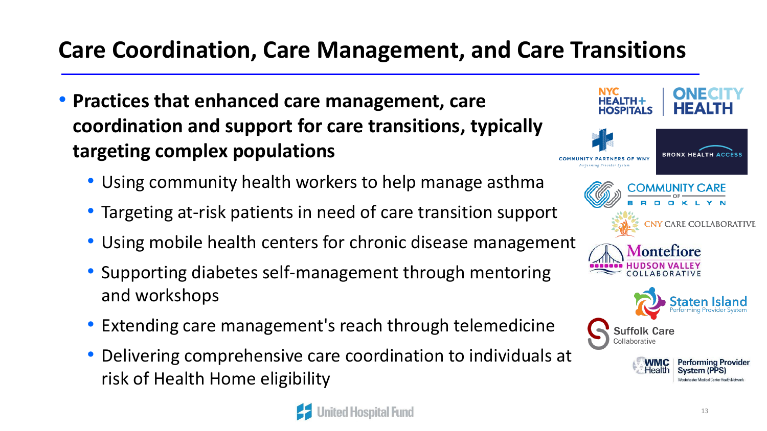# Care Coordination, Care Management, and Care Transitions

- **Practices that enhanced care management, care coordination and support for care transitions, typically targeting complex populations**
  - Using community health workers to help manage asthma
  - Targeting at-risk patients in need of care transition support
  - Using mobile health centers for chronic disease management
  - Supporting diabetes self-management through mentoring and workshops
  - Extending care management's reach through telemedicine
  - Delivering comprehensive care coordination to individuals at risk of Health Home eligibility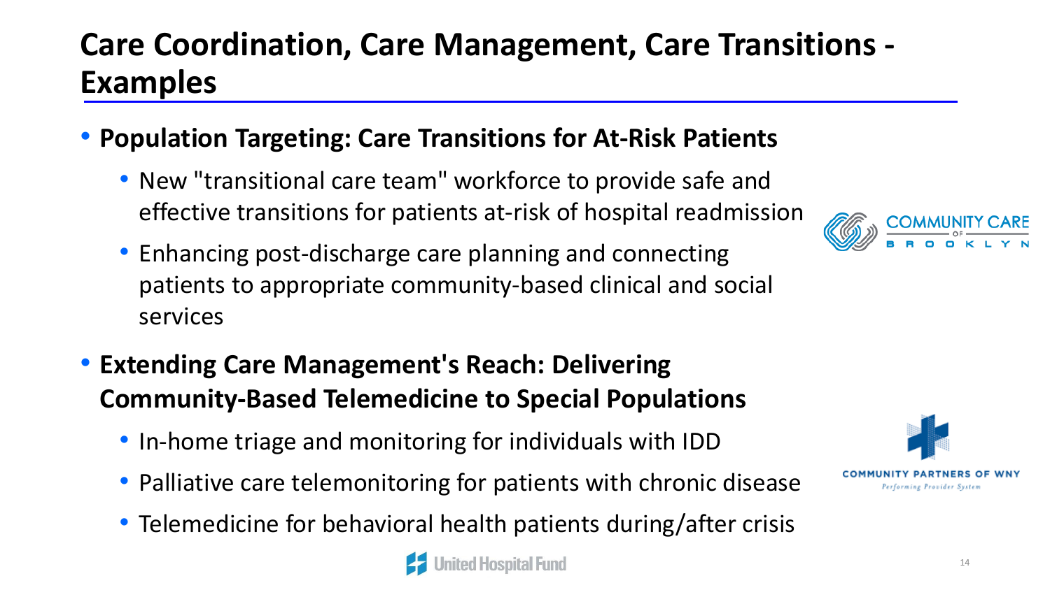# Care Coordination, Care Management, Care Transitions - Examples

- **Population Targeting: Care Transitions for At-Risk Patients**
  - New "transitional care team" workforce to provide safe and effective transitions for patients at-risk of hospital readmission
  - Enhancing post-discharge care planning and connecting patients to appropriate community-based clinical and social services

COMMUNITY CARE OF BROOKLYN

- **Extending Care Management's Reach: Delivering Community-Based Telemedicine to Special Populations**
  - In-home triage and monitoring for individuals with IDD
  - Palliative care telemonitoring for patients with chronic disease
  - Telemedicine for behavioral health patients during/after crisis

COMMUNITY PARTNERS OF WNY
*Performing Provider System*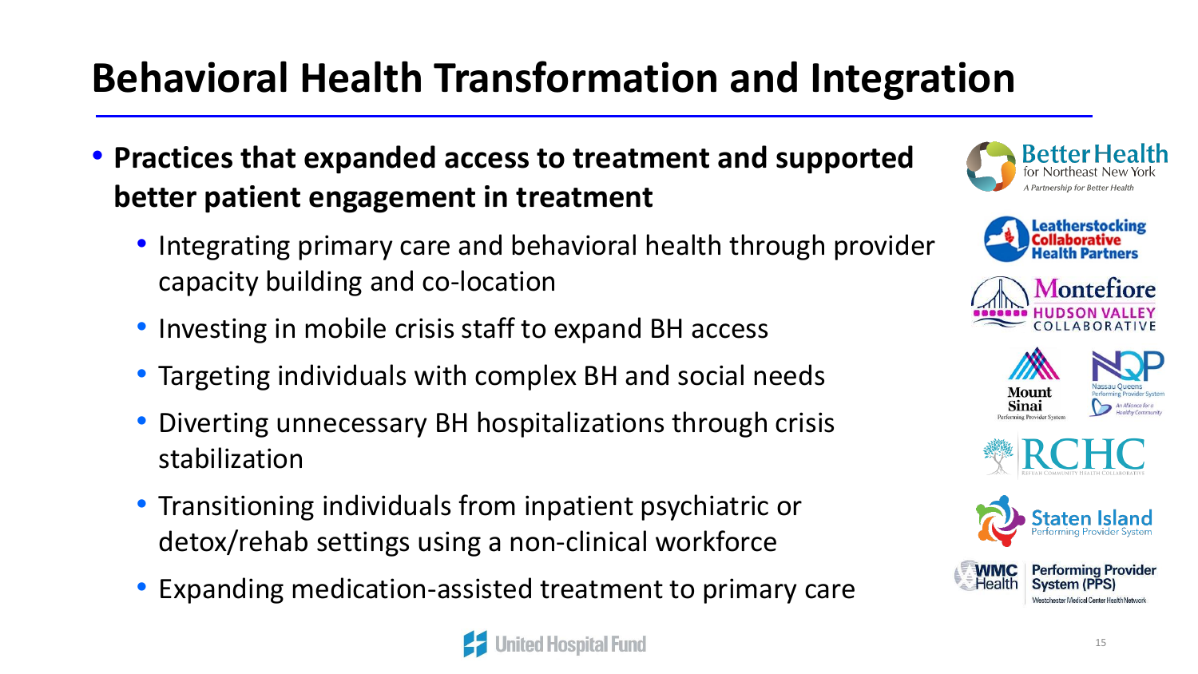# Behavioral Health Transformation and Integration

- **Practices that expanded access to treatment and supported better patient engagement in treatment**
  - Integrating primary care and behavioral health through provider capacity building and co-location
  - Investing in mobile crisis staff to expand BH access
  - Targeting individuals with complex BH and social needs
  - Diverting unnecessary BH hospitalizations through crisis stabilization
  - Transitioning individuals from inpatient psychiatric or detox/rehab settings using a non-clinical workforce
  - Expanding medication-assisted treatment to primary care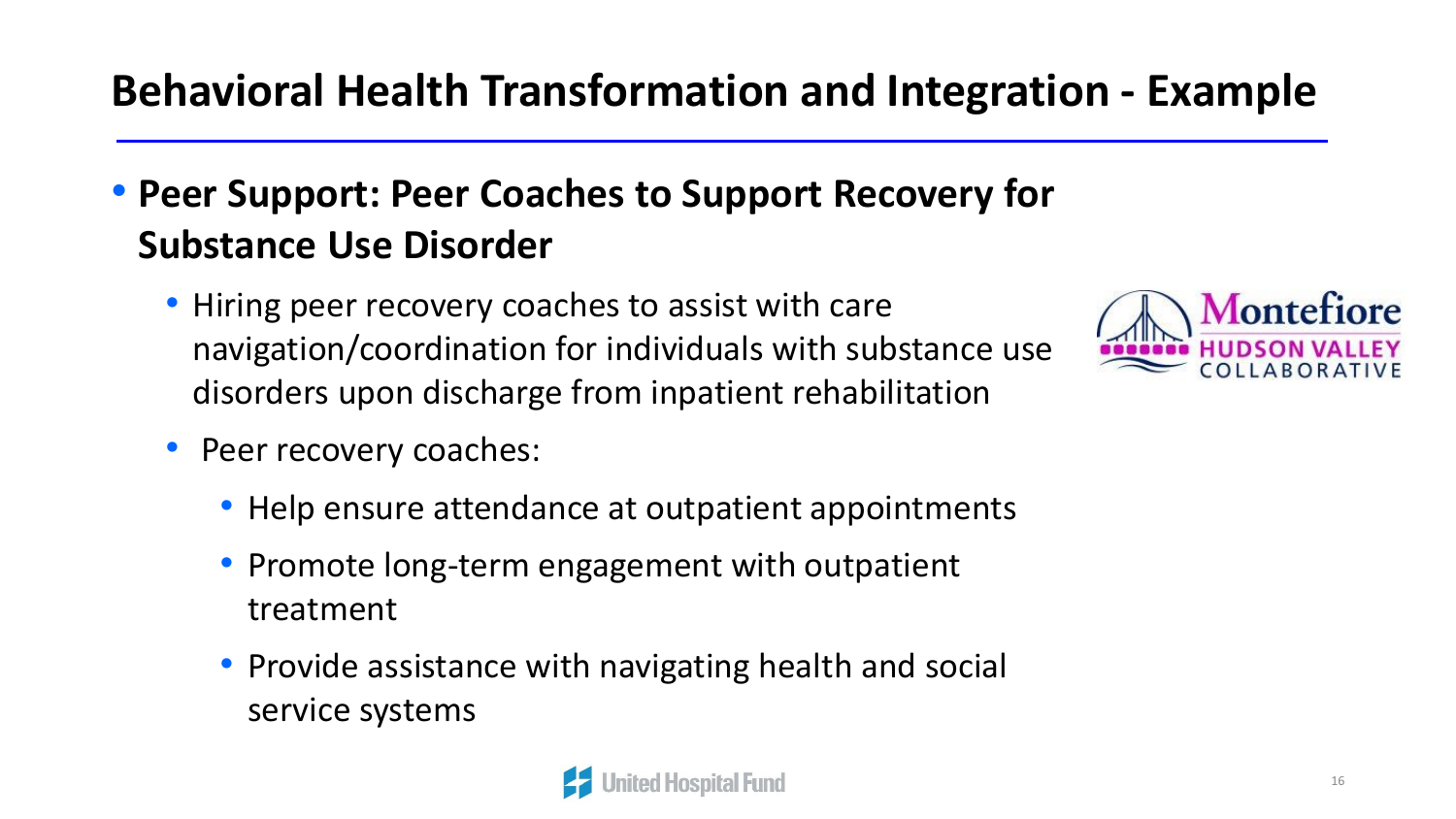# Behavioral Health Transformation and Integration - Example

- **Peer Support: Peer Coaches to Support Recovery for Substance Use Disorder**
  - Hiring peer recovery coaches to assist with care navigation/coordination for individuals with substance use disorders upon discharge from inpatient rehabilitation
  - Peer recovery coaches:
    - Help ensure attendance at outpatient appointments
    - Promote long-term engagement with outpatient treatment
    - Provide assistance with navigating health and social service systems

Montefiore HUDSON VALLEY COLLABORATIVE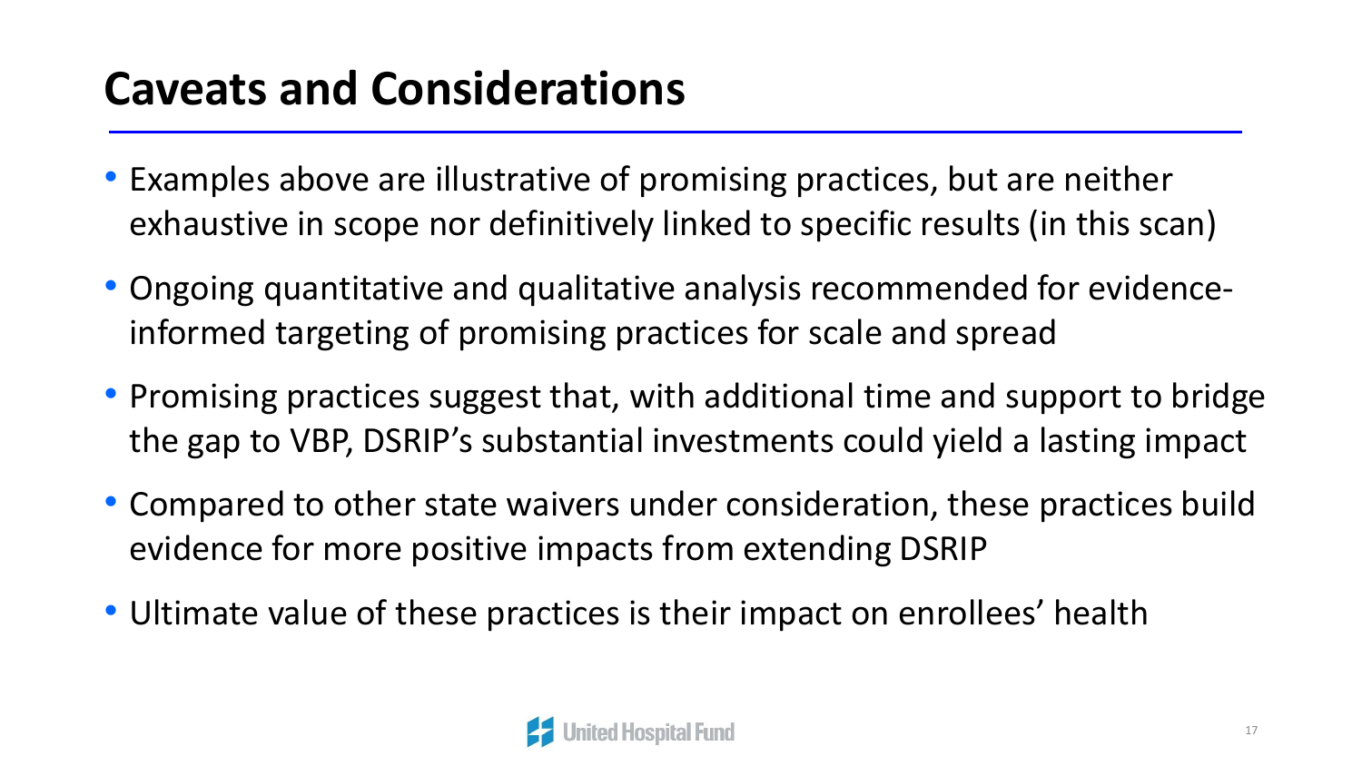# Caveats and Considerations

- Examples above are illustrative of promising practices, but are neither exhaustive in scope nor definitively linked to specific results (in this scan)
- Ongoing quantitative and qualitative analysis recommended for evidence-informed targeting of promising practices for scale and spread
- Promising practices suggest that, with additional time and support to bridge the gap to VBP, DSRIP's substantial investments could yield a lasting impact
- Compared to other state waivers under consideration, these practices build evidence for more positive impacts from extending DSRIP
- Ultimate value of these practices is their impact on enrollees' health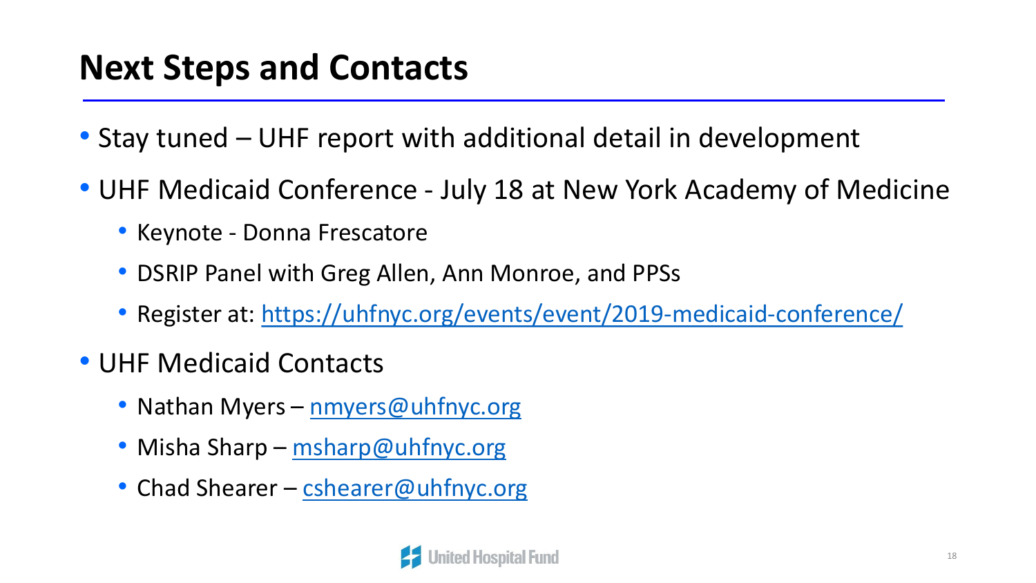# Next Steps and Contacts

- Stay tuned – UHF report with additional detail in development
- UHF Medicaid Conference - July 18 at New York Academy of Medicine
  - Keynote - Donna Frescatore
  - DSRIP Panel with Greg Allen, Ann Monroe, and PPSs
  - Register at: https://uhfnyc.org/events/event/2019-medicaid-conference/
- UHF Medicaid Contacts
  - Nathan Myers – nmyers@uhfnyc.org
  - Misha Sharp – msharp@uhfnyc.org
  - Chad Shearer – cshearer@uhfnyc.org

United Hospital Fund